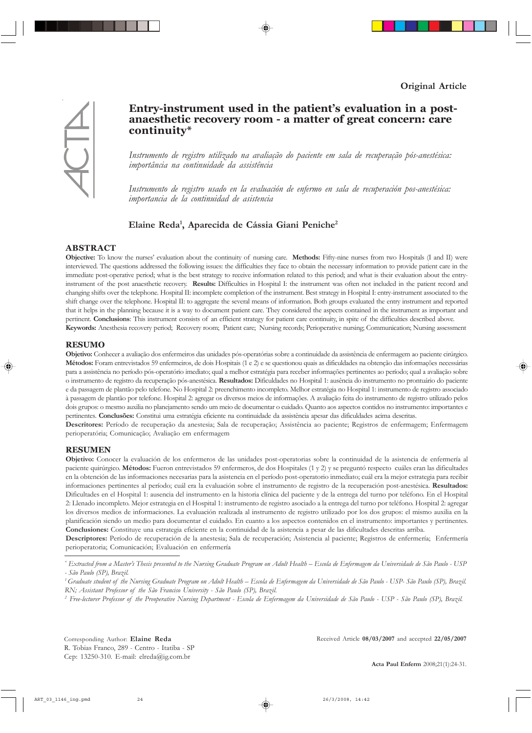Original Article

# Entry-instrument used in the patient's evaluation in a post-anaesthetic recovery room - a matter of great concern: care continuity*

*Instrumento de registro utilizado na avaliação do paciente em sala de recuperação pós-anestésica: importância na continuidade da assistência*

*Instrumento de registro usado en la evaluación de enfermo en sala de recuperación pos-anestésica: importancia de la continuidad de asistencia*

**Elaine Reda[1], Aparecida de Cássia Giani Peniche[2]**

## ABSTRACT

**Objective:** To know the nurses' evaluation about the continuity of nursing care. **Methods:** Fifty-nine nurses from two Hospitals (I and II) were interviewed. The questions addressed the following issues: the difficulties they face to obtain the necessary information to provide patient care in the immediate post-operative period; what is the best strategy to receive information related to this period; and what is their evaluation about the entry-instrument of the post anaesthetic recovery. **Results:** Difficulties in Hospital I: the instrument was often not included in the patient record and changing shifts over the telephone. Hospital II: incomplete completion of the instrument. Best strategy in Hospital I: entry-instrument associated to the shift change over the telephone. Hospital II: to aggregate the several means of information. Both groups evaluated the entry instrument and reported that it helps in the planning because it is a way to document patient care. They considered the aspects contained in the instrument as important and pertinent. **Conclusions**: This instrument consists of an efficient strategy for patient care continuity, in spite of the difficulties described above.

**Keywords:** Anesthesia recovery period; Recovery room; Patient care; Nursing records; Perioperative nursing; Communication; Nursing assessment

## RESUMO

**Objetivo:** Conhecer a avaliação dos enfermeiros das unidades pós-operatórias sobre a continuidade da assistência de enfermagem ao paciente cirúrgico. **Métodos:** Foram entrevistados 59 enfermeiros, de dois Hospitais (1 e 2) e se questionou quais as dificuldades na obtenção das informações necessárias para a assistência no período pós-operatório imediato; qual a melhor estratégia para receber informações pertinentes ao período; qual a avaliação sobre o instrumento de registro da recuperação pós-anestésica. **Resultados:** Dificuldades no Hospital 1: ausência do instrumento no prontuário do paciente e da passagem de plantão pelo telefone. No Hospital 2: preenchimento incompleto. Melhor estratégia no Hospital 1: instrumento de registro associado à passagem de plantão por telefone. Hospital 2: agregar os diversos meios de informações. A avaliação feita do instrumento de registro utilizado pelos dois grupos: o mesmo auxilia no planejamento sendo um meio de documentar o cuidado. Quanto aos aspectos contidos no instrumento: importantes e pertinentes. **Conclusões:** Constitui uma estratégia eficiente na continuidade da assistência apesar das dificuldades acima descritas.

**Descritores:** Período de recuperação da anestesia; Sala de recuperação; Assistência ao paciente; Registros de enfermagem; Enfermagem perioperatória; Comunicação; Avaliação em enfermagem

## RESUMEN

**Objetivo:** Conocer la evaluación de los enfermeros de las unidades post-operatorias sobre la continuidad de la asistencia de enfermería al paciente quirúrgico. **Métodos:** Fueron entrevistados 59 enfermeros, de dos Hospitales (1 y 2) y se preguntó respecto cuáles eran las dificultades en la obtención de las informaciones necesarias para la asistencia en el período post-operatorio inmediato; cuál era la mejor estrategia para recibir informaciones pertinentes al período; cuál era la evaluación sobre el instrumento de registro de la recuperación post-anestésica. **Resultados:** Dificultades en el Hospital 1: ausencia del instrumento en la historia clínica del paciente y de la entrega del turno por teléfono. En el Hospital 2: Llenado incompleto. Mejor estrategia en el Hospital 1: instrumento de registro asociado a la entrega del turno por teléfono. Hospital 2: agregar los diversos medios de informaciones. La evaluación realizada al instrumento de registro utilizado por los dos grupos: el mismo auxilia en la planificación siendo un medio para documentar el cuidado. En cuanto a los aspectos contenidos en el instrumento: importantes y pertinentes. **Conclusiones:** Constituye una estrategia eficiente en la continuidad de la asistencia a pesar de las dificultades descritas arriba.

**Descriptores:** Período de recuperación de la anestesia; Sala de recuperación; Asistencia al paciente; Registros de enfermería; Enfermería perioperatoria; Comunicación; Evaluación en enfermería

---

\* *Extracted from a Master's Thesis presented to the Nursing Graduate Program on Adult Health – Escola de Enfermagem da Universidade de São Paulo - USP - São Paulo (SP), Brazil.*

[1] *Graduate student of the Nursing Graduate Program on Adult Health – Escola de Enfermagem da Universidade de São Paulo - USP- São Paulo (SP), Brazil. RN; Assistant Professor of the São Franciso University - São Paulo (SP), Brazil.*

[2] *Free-lecturer Professor of the Preoperative Nursing Department - Escola de Enfermagem da Universidade de São Paulo - USP - São Paulo (SP), Brazil.*

Corresponding Author: **Elaine Reda**
R. Tobias Franco, 289 - Centro - Itatiba - SP
Cep: 13250-310. E-mail: elreda@ig.com.br

Received Article **08/03/2007** and accepted **22/05/2007**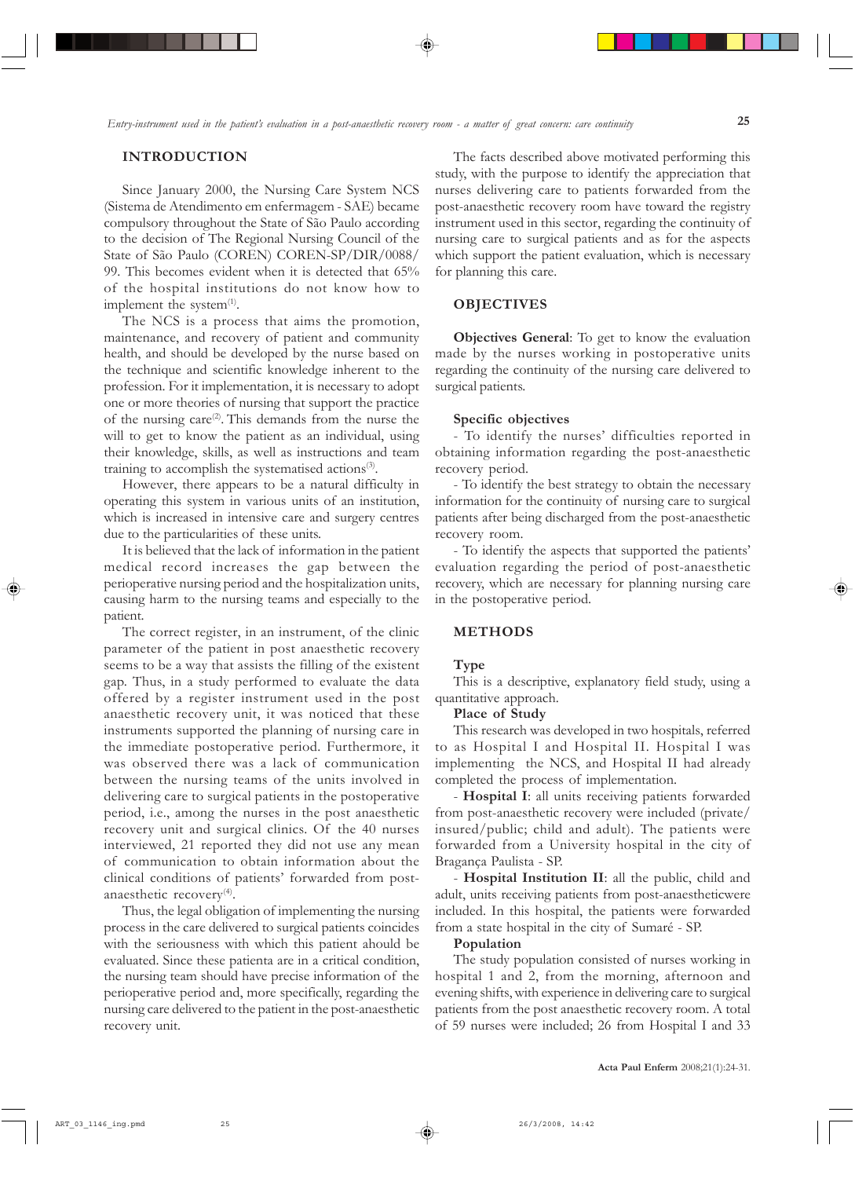## INTRODUCTION

Since January 2000, the Nursing Care System NCS (Sistema de Atendimento em enfermagem - SAE) became compulsory throughout the State of São Paulo according to the decision of The Regional Nursing Council of the State of São Paulo (COREN) COREN-SP/DIR/0088/ 99. This becomes evident when it is detected that 65% of the hospital institutions do not know how to implement the system[1].

The NCS is a process that aims the promotion, maintenance, and recovery of patient and community health, and should be developed by the nurse based on the technique and scientific knowledge inherent to the profession. For it implementation, it is necessary to adopt one or more theories of nursing that support the practice of the nursing care[2]. This demands from the nurse the will to get to know the patient as an individual, using their knowledge, skills, as well as instructions and team training to accomplish the systematised actions[3].

However, there appears to be a natural difficulty in operating this system in various units of an institution, which is increased in intensive care and surgery centres due to the particularities of these units.

It is believed that the lack of information in the patient medical record increases the gap between the perioperative nursing period and the hospitalization units, causing harm to the nursing teams and especially to the patient.

The correct register, in an instrument, of the clinic parameter of the patient in post anaesthetic recovery seems to be a way that assists the filling of the existent gap. Thus, in a study performed to evaluate the data offered by a register instrument used in the post anaesthetic recovery unit, it was noticed that these instruments supported the planning of nursing care in the immediate postoperative period. Furthermore, it was observed there was a lack of communication between the nursing teams of the units involved in delivering care to surgical patients in the postoperative period, i.e., among the nurses in the post anaesthetic recovery unit and surgical clinics. Of the 40 nurses interviewed, 21 reported they did not use any mean of communication to obtain information about the clinical conditions of patients' forwarded from post-anaesthetic recovery[4].

Thus, the legal obligation of implementing the nursing process in the care delivered to surgical patients coincides with the seriousness with which this patient ahould be evaluated. Since these patienta are in a critical condition, the nursing team should have precise information of the perioperative period and, more specifically, regarding the nursing care delivered to the patient in the post-anaesthetic recovery unit.

The facts described above motivated performing this study, with the purpose to identify the appreciation that nurses delivering care to patients forwarded from the post-anaesthetic recovery room have toward the registry instrument used in this sector, regarding the continuity of nursing care to surgical patients and as for the aspects which support the patient evaluation, which is necessary for planning this care.

## OBJECTIVES

**Objectives General**: To get to know the evaluation made by the nurses working in postoperative units regarding the continuity of the nursing care delivered to surgical patients.

### Specific objectives

- To identify the nurses' difficulties reported in obtaining information regarding the post-anaesthetic recovery period.
- To identify the best strategy to obtain the necessary information for the continuity of nursing care to surgical patients after being discharged from the post-anaesthetic recovery room.
- To identify the aspects that supported the patients' evaluation regarding the period of post-anaesthetic recovery, which are necessary for planning nursing care in the postoperative period.

## METHODS

### Type

This is a descriptive, explanatory field study, using a quantitative approach.

### Place of Study

This research was developed in two hospitals, referred to as Hospital I and Hospital II. Hospital I was implementing the NCS, and Hospital II had already completed the process of implementation.

- **Hospital I**: all units receiving patients forwarded from post-anaesthetic recovery were included (private/ insured/public; child and adult). The patients were forwarded from a University hospital in the city of Bragança Paulista - SP.
- **Hospital Institution II**: all the public, child and adult, units receiving patients from post-anaestheticwere included. In this hospital, the patients were forwarded from a state hospital in the city of Sumaré - SP.

### Population

The study population consisted of nurses working in hospital 1 and 2, from the morning, afternoon and evening shifts, with experience in delivering care to surgical patients from the post anaesthetic recovery room. A total of 59 nurses were included; 26 from Hospital I and 33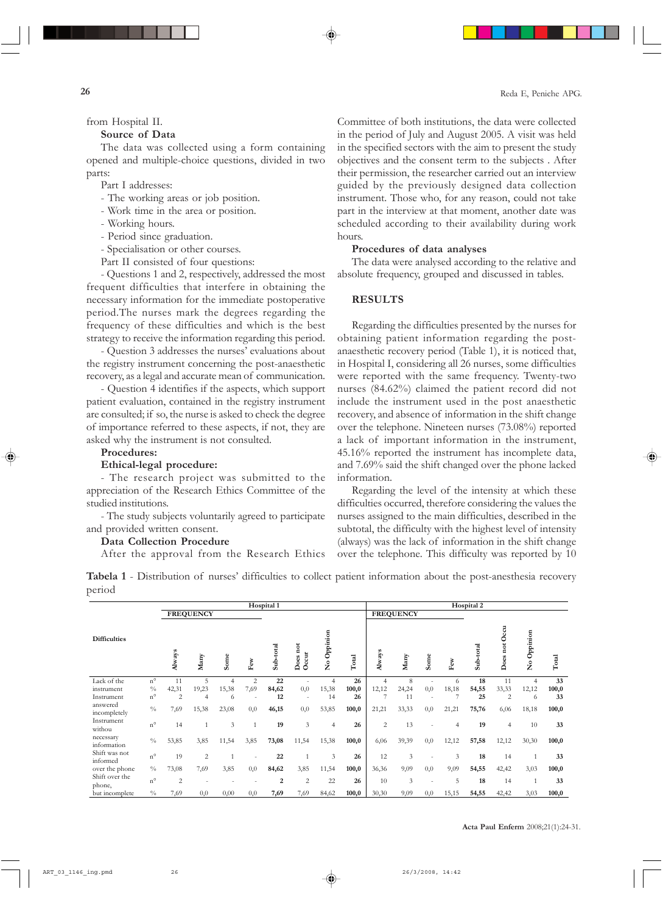from Hospital II.

**Source of Data**

The data was collected using a form containing opened and multiple-choice questions, divided in two parts:

Part I addresses:

- The working areas or job position.
- Work time in the area or position.
- Working hours.
- Period since graduation.
- Specialisation or other courses.

Part II consisted of four questions:

- Questions 1 and 2, respectively, addressed the most frequent difficulties that interfere in obtaining the necessary information for the immediate postoperative period.The nurses mark the degrees regarding the frequency of these difficulties and which is the best strategy to receive the information regarding this period.
- Question 3 addresses the nurses' evaluations about the registry instrument concerning the post-anaesthetic recovery, as a legal and accurate mean of communication.
- Question 4 identifies if the aspects, which support patient evaluation, contained in the registry instrument are consulted; if so, the nurse is asked to check the degree of importance referred to these aspects, if not, they are asked why the instrument is not consulted.

**Procedures:**

**Ethical-legal procedure:**

- The research project was submitted to the appreciation of the Research Ethics Committee of the studied institutions.
- The study subjects voluntarily agreed to participate and provided written consent.

**Data Collection Procedure**

After the approval from the Research Ethics Committee of both institutions, the data were collected in the period of July and August 2005. A visit was held in the specified sectors with the aim to present the study objectives and the consent term to the subjects . After their permission, the researcher carried out an interview guided by the previously designed data collection instrument. Those who, for any reason, could not take part in the interview at that moment, another date was scheduled according to their availability during work hours.

**Procedures of data analyses**

The data were analysed according to the relative and absolute frequency, grouped and discussed in tables.

## RESULTS

Regarding the difficulties presented by the nurses for obtaining patient information regarding the post-anaesthetic recovery period (Table 1), it is noticed that, in Hospital I, considering all 26 nurses, some difficulties were reported with the same frequency. Twenty-two nurses (84.62%) claimed the patient record did not include the instrument used in the post anaesthetic recovery, and absence of information in the shift change over the telephone. Nineteen nurses (73.08%) reported a lack of important information in the instrument, 45.16% reported the instrument has incomplete data, and 7.69% said the shift changed over the phone lacked information.

Regarding the level of the intensity at which these difficulties occurred, therefore considering the values the nurses assigned to the main difficulties, described in the subtotal, the difficulty with the highest level of intensity (always) was the lack of information in the shift change over the telephone. This difficulty was reported by 10

**Tabela 1** - Distribution of nurses' difficulties to collect patient information about the post-anesthesia recovery period

| Difficulties | | Hospital 1 | | | | | | | | Hospital 2 | | | | | | | |
|---|---|---|---|---|---|---|---|---|---|---|---|---|---|---|---|---|---|
| | | FREQUENCY | | | | | | | | FREQUENCY | | | | | | | |
| | | Always | Many | Some | Few | Sub-total | Does not Occur | No Oppinion | Total | Always | Many | Some | Few | Sub-total | Does not Occu | No Oppinion | Total |
| Lack of the instrument | n° | 11 | 5 | 4 | 2 | **22** | - | 4 | **26** | 4 | 8 | - | 6 | **18** | 11 | 4 | **33** |
| | % | 42,31 | 19,23 | 15,38 | 7,69 | **84,62** | 0,0 | 15,38 | **100,0** | 12,12 | 24,24 | 0,0 | 18,18 | **54,55** | 33,33 | 12,12 | **100,0** |
| Instrument answered incompletely | n° | 2 | 4 | 6 | - | **12** | - | 14 | **26** | 7 | 11 | - | 7 | **25** | 2 | 6 | **33** |
| | % | 7,69 | 15,38 | 23,08 | 0,0 | **46,15** | 0,0 | 53,85 | **100,0** | 21,21 | 33,33 | 0,0 | 21,21 | **75,76** | 6,06 | 18,18 | **100,0** |
| Instrument withou necessary information | n° | 14 | 1 | 3 | 1 | **19** | 3 | 4 | **26** | 2 | 13 | - | 4 | **19** | 4 | 10 | **33** |
| | % | 53,85 | 3,85 | 11,54 | 3,85 | **73,08** | 11,54 | 15,38 | **100,0** | 6,06 | 39,39 | 0,0 | 12,12 | **57,58** | 12,12 | 30,30 | **100,0** |
| Shift was not informed over the phone | n° | 19 | 2 | 1 | - | **22** | 1 | 3 | **26** | 12 | 3 | - | 3 | **18** | 14 | 1 | **33** |
| | % | 73,08 | 7,69 | 3,85 | 0,0 | **84,62** | 3,85 | 11,54 | **100,0** | 36,36 | 9,09 | 0,0 | 9,09 | **54,55** | 42,42 | 3,03 | **100,0** |
| Shift over the phone, but incomplete | n° | 2 | - | - | - | **2** | 2 | 22 | **26** | 10 | 3 | - | 5 | **18** | 14 | 1 | **33** |
| | % | 7,69 | 0,0 | 0,00 | 0,0 | **7,69** | 7,69 | 84,62 | **100,0** | 30,30 | 9,09 | 0,0 | 15,15 | **54,55** | 42,42 | 3,03 | **100,0** |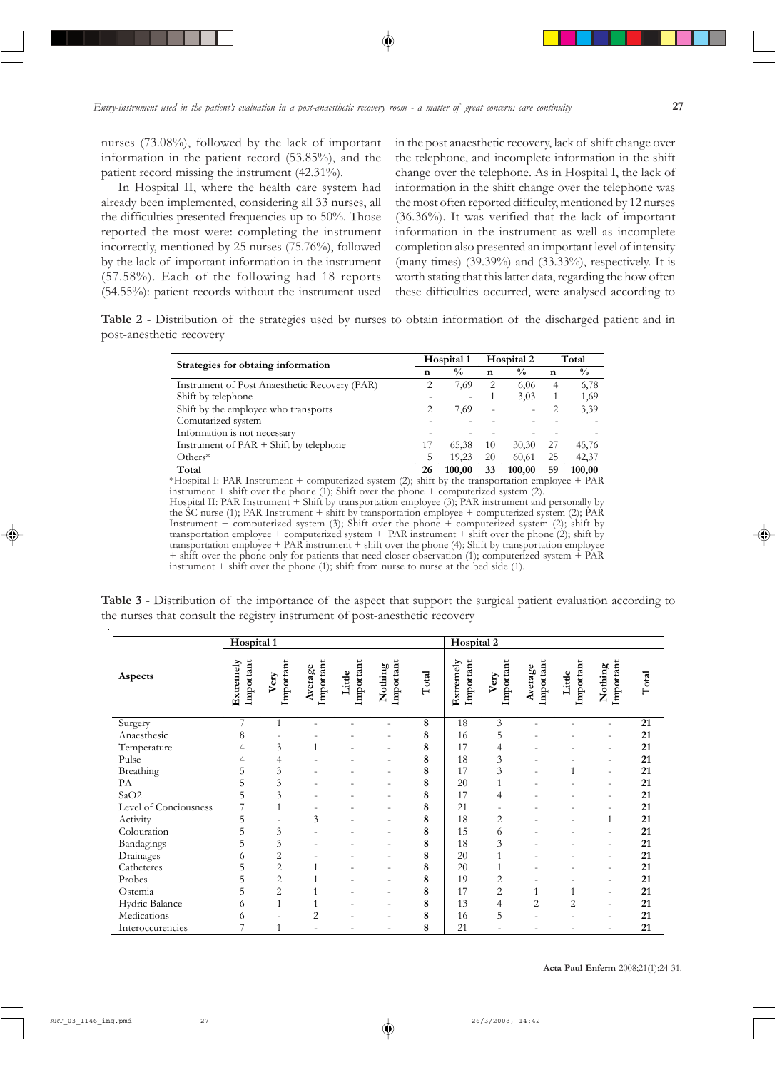nurses (73.08%), followed by the lack of important information in the patient record (53.85%), and the patient record missing the instrument (42.31%).

In Hospital II, where the health care system had already been implemented, considering all 33 nurses, all the difficulties presented frequencies up to 50%. Those reported the most were: completing the instrument incorrectly, mentioned by 25 nurses (75.76%), followed by the lack of important information in the instrument (57.58%). Each of the following had 18 reports (54.55%): patient records without the instrument used in the post anaesthetic recovery, lack of shift change over the telephone, and incomplete information in the shift change over the telephone. As in Hospital I, the lack of information in the shift change over the telephone was the most often reported difficulty, mentioned by 12 nurses (36.36%). It was verified that the lack of important information in the instrument as well as incomplete completion also presented an important level of intensity (many times) (39.39%) and (33.33%), respectively. It is worth stating that this latter data, regarding the how often these difficulties occurred, were analysed according to

**Table 2** - Distribution of the strategies used by nurses to obtain information of the discharged patient and in post-anesthetic recovery

| Strategies for obtaing information | Hospital 1 | | Hospital 2 | | Total | |
|---|---|---|---|---|---|---|
| | n | % | n | % | n | % |
| Instrument of Post Anaesthetic Recovery (PAR) | 2 | 7,69 | 2 | 6,06 | 4 | 6,78 |
| Shift by telephone | - | - | 1 | 3,03 | 1 | 1,69 |
| Shift by the employee who transports | 2 | 7,69 | - | - | 2 | 3,39 |
| Comutarized system | - | - | - | - | - | - |
| Information is not necessary | - | - | - | - | - | - |
| Instrument of PAR + Shift by telephone | 17 | 65,38 | 10 | 30,30 | 27 | 45,76 |
| Others* | 5 | 19,23 | 20 | 60,61 | 25 | 42,37 |
| **Total** | **26** | **100,00** | **33** | **100,00** | **59** | **100,00** |

*Hospital I: PAR Instrument + computerized system (2); shift by the transportation employee + PAR instrument + shift over the phone (1); Shift over the phone + computerized system (2).
Hospital II: PAR Instrument + Shift by transportation employee (3); PAR instrument and personally by the SC nurse (1); PAR Instrument + shift by transportation employee + computerized system (2); PAR Instrument + computerized system (3); Shift over the phone + computerized system (2); shift by transportation employee + computerized system + PAR instrument + shift over the phone (2); shift by transportation employee + PAR instrument + shift over the phone (4); Shift by transportation employee + shift over the phone only for patients that need closer observation (1); computerized system + PAR instrument + shift over the phone (1); shift from nurse to nurse at the bed side (1).

**Table 3** - Distribution of the importance of the aspect that support the surgical patient evaluation according to the nurses that consult the registry instrument of post-anesthetic recovery

| Aspects | Hospital 1 | | | | | | Hospital 2 | | | | | |
|---|---|---|---|---|---|---|---|---|---|---|---|---|
| | Extremely Important | Very Important | Average Important | Little Important | Nothing Important | Total | Extremely Important | Very Important | Average Important | Little Important | Nothing Important | Total |
| Surgery | 7 | 1 | - | - | - | **8** | 18 | 3 | - | - | - | **21** |
| Anaesthesic | 8 | - | - | - | - | **8** | 16 | 5 | - | - | - | **21** |
| Temperature | 4 | 3 | 1 | - | - | **8** | 17 | 4 | - | - | - | **21** |
| Pulse | 4 | 4 | - | - | - | **8** | 18 | 3 | - | - | - | **21** |
| Breathing | 5 | 3 | - | - | - | **8** | 17 | 3 | - | 1 | - | **21** |
| PA | 5 | 3 | - | - | - | **8** | 20 | 1 | - | - | - | **21** |
| SaO2 | 5 | 3 | - | - | - | **8** | 17 | 4 | - | - | - | **21** |
| Level of Conciousness | 7 | 1 | - | - | - | **8** | 21 | - | - | - | - | **21** |
| Activity | 5 | - | 3 | - | - | **8** | 18 | 2 | - | - | 1 | **21** |
| Colouration | 5 | 3 | - | - | - | **8** | 15 | 6 | - | - | - | **21** |
| Bandagings | 5 | 3 | - | - | - | **8** | 18 | 3 | - | - | - | **21** |
| Drainages | 6 | 2 | - | - | - | **8** | 20 | 1 | - | - | - | **21** |
| Catheteres | 5 | 2 | 1 | - | - | **8** | 20 | 1 | - | - | - | **21** |
| Probes | 5 | 2 | 1 | - | - | **8** | 19 | 2 | - | - | - | **21** |
| Ostemia | 5 | 2 | 1 | - | - | **8** | 17 | 2 | 1 | 1 | - | **21** |
| Hydric Balance | 6 | 1 | 1 | - | - | **8** | 13 | 4 | 2 | 2 | - | **21** |
| Medications | 6 | - | 2 | - | - | **8** | 16 | 5 | - | - | - | **21** |
| Interoccurencies | 7 | 1 | - | - | - | **8** | 21 | - | - | - | - | **21** |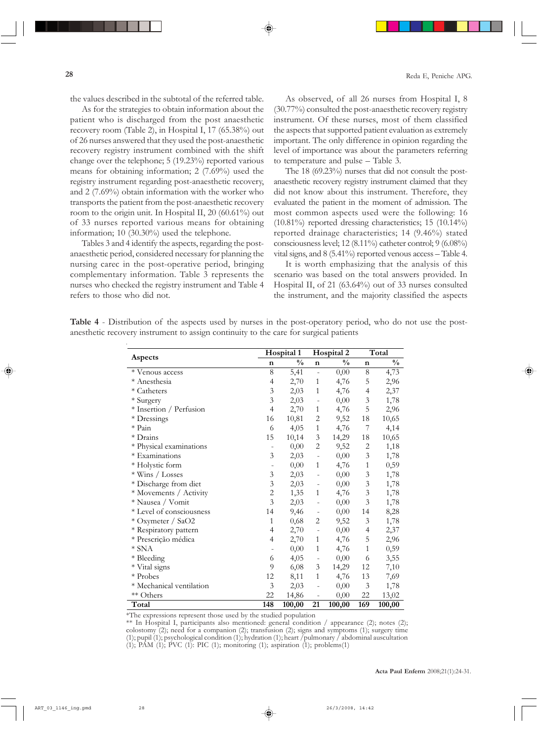the values described in the subtotal of the referred table.

As for the strategies to obtain information about the patient who is discharged from the post anaesthetic recovery room (Table 2), in Hospital I, 17 (65.38%) out of 26 nurses answered that they used the post-anaesthetic recovery registry instrument combined with the shift change over the telephone; 5 (19.23%) reported various means for obtaining information; 2 (7.69%) used the registry instrument regarding post-anaesthetic recovery, and 2 (7.69%) obtain information with the worker who transports the patient from the post-anaesthetic recovery room to the origin unit. In Hospital II, 20 (60.61%) out of 33 nurses reported various means for obtaining information; 10 (30.30%) used the telephone.

Tables 3 and 4 identify the aspects, regarding the post-anaesthetic period, considered necessary for planning the nursing carec in the post-operative period, bringing complementary information. Table 3 represents the nurses who checked the registry instrument and Table 4 refers to those who did not.

As observed, of all 26 nurses from Hospital I, 8 (30.77%) consulted the post-anaesthetic recovery registry instrument. Of these nurses, most of them classified the aspects that supported patient evaluation as extremely important. The only difference in opinion regarding the level of importance was about the parameters referring to temperature and pulse – Table 3.

The 18 (69.23%) nurses that did not consult the post-anaesthetic recovery registry instrument claimed that they did not know about this instrument. Therefore, they evaluated the patient in the moment of admission. The most common aspects used were the following: 16 (10.81%) reported dressing characteristics; 15 (10.14%) reported drainage characteristics; 14 (9.46%) stated consciousness level; 12 (8.11%) catheter control; 9 (6.08%) vital signs, and 8 (5.41%) reported venous access – Table 4.

It is worth emphasizing that the analysis of this scenario was based on the total answers provided. In Hospital II, of 21 (63.64%) out of 33 nurses consulted the instrument, and the majority classified the aspects

**Table 4** - Distribution of the aspects used by nurses in the post-operatory period, who do not use the post-anesthetic recovery instrument to assign continuity to the care for surgical patients

| Aspects | Hospital 1 | | Hospital 2 | | Total | |
|---|---|---|---|---|---|---|
| | n | % | n | % | n | % |
| * Venous access | 8 | 5,41 | - | 0,00 | 8 | 4,73 |
| * Anesthesia | 4 | 2,70 | 1 | 4,76 | 5 | 2,96 |
| * Catheters | 3 | 2,03 | 1 | 4,76 | 4 | 2,37 |
| * Surgery | 3 | 2,03 | - | 0,00 | 3 | 1,78 |
| * Insertion / Perfusion | 4 | 2,70 | 1 | 4,76 | 5 | 2,96 |
| * Dressings | 16 | 10,81 | 2 | 9,52 | 18 | 10,65 |
| * Pain | 6 | 4,05 | 1 | 4,76 | 7 | 4,14 |
| * Drains | 15 | 10,14 | 3 | 14,29 | 18 | 10,65 |
| * Physical examinations | - | 0,00 | 2 | 9,52 | 2 | 1,18 |
| * Examinations | 3 | 2,03 | - | 0,00 | 3 | 1,78 |
| * Holystic form | - | 0,00 | 1 | 4,76 | 1 | 0,59 |
| * Wins / Losses | 3 | 2,03 | - | 0,00 | 3 | 1,78 |
| * Discharge from diet | 3 | 2,03 | - | 0,00 | 3 | 1,78 |
| * Movements / Activity | 2 | 1,35 | 1 | 4,76 | 3 | 1,78 |
| * Nausea / Vomit | 3 | 2,03 | - | 0,00 | 3 | 1,78 |
| * Level of consciousness | 14 | 9,46 | - | 0,00 | 14 | 8,28 |
| * Oxymeter / SaO2 | 1 | 0,68 | 2 | 9,52 | 3 | 1,78 |
| * Respiratory pattern | 4 | 2,70 | - | 0,00 | 4 | 2,37 |
| * Prescrição médica | 4 | 2,70 | 1 | 4,76 | 5 | 2,96 |
| * SNA | - | 0,00 | 1 | 4,76 | 1 | 0,59 |
| * Bleeding | 6 | 4,05 | - | 0,00 | 6 | 3,55 |
| * Vital signs | 9 | 6,08 | 3 | 14,29 | 12 | 7,10 |
| * Probes | 12 | 8,11 | 1 | 4,76 | 13 | 7,69 |
| * Mechanical ventilation | 3 | 2,03 | - | 0,00 | 3 | 1,78 |
| ** Others | 22 | 14,86 | - | 0,00 | 22 | 13,02 |
| **Total** | **148** | **100,00** | **21** | **100,00** | **169** | **100,00** |

*The expressions represent those used by the studied population
** In Hospital I, participants also mentioned: general condition / appearance (2); notes (2); colostomy (2); need for a companion (2); transfusion (2); signs and symptoms (1); surgery time (1); pupil (1); psychological condition (1); hydration (1); heart /pulmonary / abdominal auscultation (1); PAM (1); PVC (1): PIC (1); monitoring (1); aspiration (1); problems(1)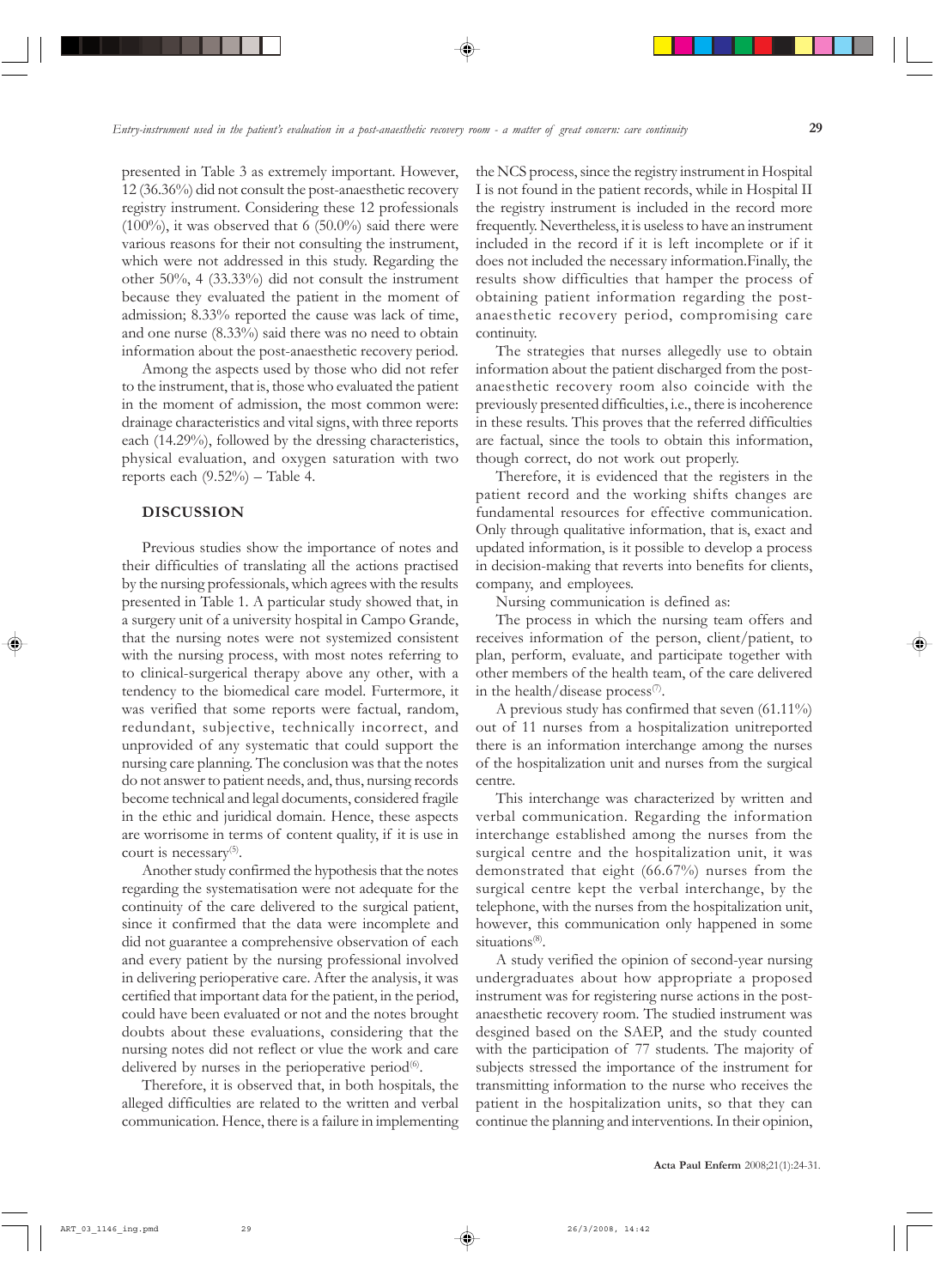presented in Table 3 as extremely important. However, 12 (36.36%) did not consult the post-anaesthetic recovery registry instrument. Considering these 12 professionals (100%), it was observed that 6 (50.0%) said there were various reasons for their not consulting the instrument, which were not addressed in this study. Regarding the other 50%, 4 (33.33%) did not consult the instrument because they evaluated the patient in the moment of admission; 8.33% reported the cause was lack of time, and one nurse (8.33%) said there was no need to obtain information about the post-anaesthetic recovery period.

Among the aspects used by those who did not refer to the instrument, that is, those who evaluated the patient in the moment of admission, the most common were: drainage characteristics and vital signs, with three reports each (14.29%), followed by the dressing characteristics, physical evaluation, and oxygen saturation with two reports each (9.52%) – Table 4.

## DISCUSSION

Previous studies show the importance of notes and their difficulties of translating all the actions practised by the nursing professionals, which agrees with the results presented in Table 1. A particular study showed that, in a surgery unit of a university hospital in Campo Grande, that the nursing notes were not systemized consistent with the nursing process, with most notes referring to to clinical-surgerical therapy above any other, with a tendency to the biomedical care model. Furtermore, it was verified that some reports were factual, random, redundant, subjective, technically incorrect, and unprovided of any systematic that could support the nursing care planning. The conclusion was that the notes do not answer to patient needs, and, thus, nursing records become technical and legal documents, considered fragile in the ethic and juridical domain. Hence, these aspects are worrisome in terms of content quality, if it is use in court is necessary[5].

Another study confirmed the hypothesis that the notes regarding the systematisation were not adequate for the continuity of the care delivered to the surgical patient, since it confirmed that the data were incomplete and did not guarantee a comprehensive observation of each and every patient by the nursing professional involved in delivering perioperative care. After the analysis, it was certified that important data for the patient, in the period, could have been evaluated or not and the notes brought doubts about these evaluations, considering that the nursing notes did not reflect or vlue the work and care delivered by nurses in the perioperative period[6].

Therefore, it is observed that, in both hospitals, the alleged difficulties are related to the written and verbal communication. Hence, there is a failure in implementing the NCS process, since the registry instrument in Hospital I is not found in the patient records, while in Hospital II the registry instrument is included in the record more frequently. Nevertheless, it is useless to have an instrument included in the record if it is left incomplete or if it does not included the necessary information.Finally, the results show difficulties that hamper the process of obtaining patient information regarding the post-anaesthetic recovery period, compromising care continuity.

The strategies that nurses allegedly use to obtain information about the patient discharged from the post-anaesthetic recovery room also coincide with the previously presented difficulties, i.e., there is incoherence in these results. This proves that the referred difficulties are factual, since the tools to obtain this information, though correct, do not work out properly.

Therefore, it is evidenced that the registers in the patient record and the working shifts changes are fundamental resources for effective communication. Only through qualitative information, that is, exact and updated information, is it possible to develop a process in decision-making that reverts into benefits for clients, company, and employees.

Nursing communication is defined as:

The process in which the nursing team offers and receives information of the person, client/patient, to plan, perform, evaluate, and participate together with other members of the health team, of the care delivered in the health/disease process[7].

A previous study has confirmed that seven (61.11%) out of 11 nurses from a hospitalization unitreported there is an information interchange among the nurses of the hospitalization unit and nurses from the surgical centre.

This interchange was characterized by written and verbal communication. Regarding the information interchange established among the nurses from the surgical centre and the hospitalization unit, it was demonstrated that eight (66.67%) nurses from the surgical centre kept the verbal interchange, by the telephone, with the nurses from the hospitalization unit, however, this communication only happened in some situations[8].

A study verified the opinion of second-year nursing undergraduates about how appropriate a proposed instrument was for registering nurse actions in the post-anaesthetic recovery room. The studied instrument was desgined based on the SAEP, and the study counted with the participation of 77 students. The majority of subjects stressed the importance of the instrument for transmitting information to the nurse who receives the patient in the hospitalization units, so that they can continue the planning and interventions. In their opinion,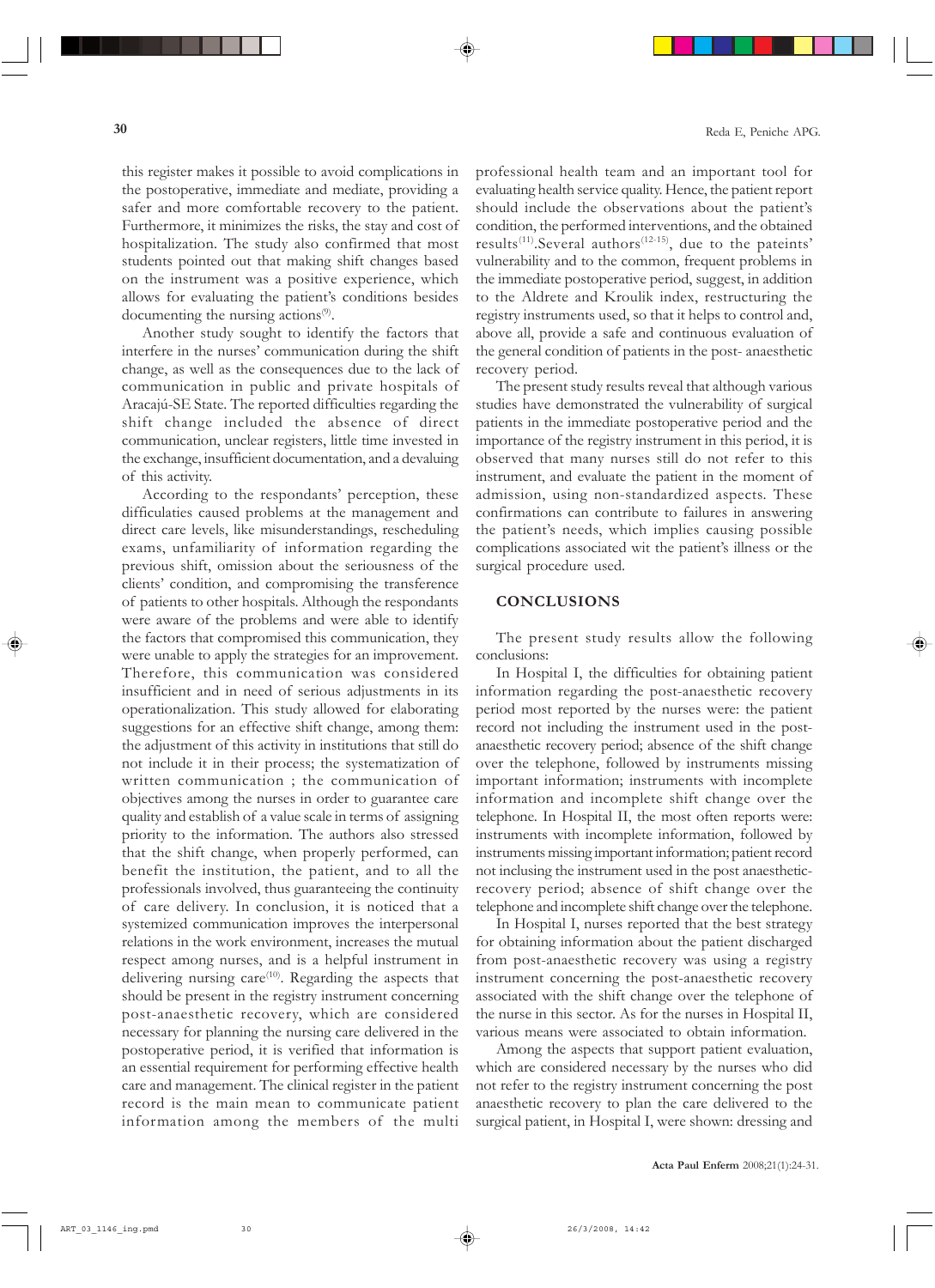this register makes it possible to avoid complications in the postoperative, immediate and mediate, providing a safer and more comfortable recovery to the patient. Furthermore, it minimizes the risks, the stay and cost of hospitalization. The study also confirmed that most students pointed out that making shift changes based on the instrument was a positive experience, which allows for evaluating the patient's conditions besides documenting the nursing actions[9].

Another study sought to identify the factors that interfere in the nurses' communication during the shift change, as well as the consequences due to the lack of communication in public and private hospitals of Aracajú-SE State. The reported difficulties regarding the shift change included the absence of direct communication, unclear registers, little time invested in the exchange, insufficient documentation, and a devaluing of this activity.

According to the respondants' perception, these difficulties caused problems at the management and direct care levels, like misunderstandings, rescheduling exams, unfamiliarity of information regarding the previous shift, omission about the seriousness of the clients' condition, and compromising the transference of patients to other hospitals. Although the respondants were aware of the problems and were able to identify the factors that compromised this communication, they were unable to apply the strategies for an improvement. Therefore, this communication was considered insufficient and in need of serious adjustments in its operationalization. This study allowed for elaborating suggestions for an effective shift change, among them: the adjustment of this activity in institutions that still do not include it in their process; the systematization of written communication ; the communication of objectives among the nurses in order to guarantee care quality and establish of a value scale in terms of assigning priority to the information. The authors also stressed that the shift change, when properly performed, can benefit the institution, the patient, and to all the professionals involved, thus guaranteeing the continuity of care delivery. In conclusion, it is noticed that a systemized communication improves the interpersonal relations in the work environment, increases the mutual respect among nurses, and is a helpful instrument in delivering nursing care[10]. Regarding the aspects that should be present in the registry instrument concerning post-anaesthetic recovery, which are considered necessary for planning the nursing care delivered in the postoperative period, it is verified that information is an essential requirement for performing effective health care and management. The clinical register in the patient record is the main mean to communicate patient information among the members of the multi professional health team and an important tool for evaluating health service quality. Hence, the patient report should include the observations about the patient's condition, the performed interventions, and the obtained results[11].Several authors[12-15], due to the pateints' vulnerability and to the common, frequent problems in the immediate postoperative period, suggest, in addition to the Aldrete and Kroulik index, restructuring the registry instruments used, so that it helps to control and, above all, provide a safe and continuous evaluation of the general condition of patients in the post- anaesthetic recovery period.

The present study results reveal that although various studies have demonstrated the vulnerability of surgical patients in the immediate postoperative period and the importance of the registry instrument in this period, it is observed that many nurses still do not refer to this instrument, and evaluate the patient in the moment of admission, using non-standardized aspects. These confirmations can contribute to failures in answering the patient's needs, which implies causing possible complications associated wit the patient's illness or the surgical procedure used.

## CONCLUSIONS

The present study results allow the following conclusions:

In Hospital I, the difficulties for obtaining patient information regarding the post-anaesthetic recovery period most reported by the nurses were: the patient record not including the instrument used in the post-anaesthetic recovery period; absence of the shift change over the telephone, followed by instruments missing important information; instruments with incomplete information and incomplete shift change over the telephone. In Hospital II, the most often reports were: instruments with incomplete information, followed by instruments missing important information; patient record not including the instrument used in the post anaesthetic-recovery period; absence of shift change over the telephone and incomplete shift change over the telephone.

In Hospital I, nurses reported that the best strategy for obtaining information about the patient discharged from post-anaesthetic recovery was using a registry instrument concerning the post-anaesthetic recovery associated with the shift change over the telephone of the nurse in this sector. As for the nurses in Hospital II, various means were associated to obtain information.

Among the aspects that support patient evaluation, which are considered necessary by the nurses who did not refer to the registry instrument concerning the post anaesthetic recovery to plan the care delivered to the surgical patient, in Hospital I, were shown: dressing and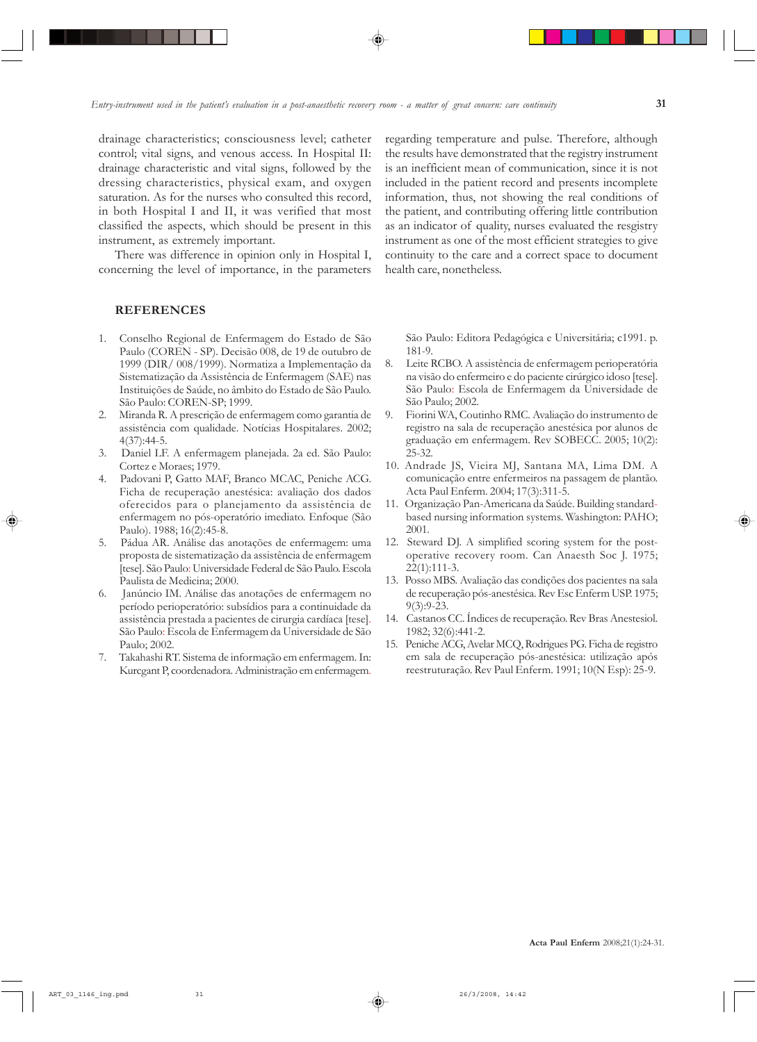drainage characteristics; consciousness level; catheter control; vital signs, and venous access. In Hospital II: drainage characteristic and vital signs, followed by the dressing characteristics, physical exam, and oxygen saturation. As for the nurses who consulted this record, in both Hospital I and II, it was verified that most classified the aspects, which should be present in this instrument, as extremely important.

There was difference in opinion only in Hospital I, concerning the level of importance, in the parameters regarding temperature and pulse. Therefore, although the results have demonstrated that the registry instrument is an inefficient mean of communication, since it is not included in the patient record and presents incomplete information, thus, not showing the real conditions of the patient, and contributing offering little contribution as an indicator of quality, nurses evaluated the resgistry instrument as one of the most efficient strategies to give continuity to the care and a correct space to document health care, nonetheless.

## REFERENCES

1. Conselho Regional de Enfermagem do Estado de São Paulo (COREN - SP). Decisão 008, de 19 de outubro de 1999 (DIR/ 008/1999). Normatiza a Implementação da Sistematização da Assistência de Enfermagem (SAE) nas Instituições de Saúde, no âmbito do Estado de São Paulo. São Paulo: COREN-SP; 1999.
2. Miranda R. A prescrição de enfermagem como garantia de assistência com qualidade. Notícias Hospitalares. 2002; 4(37):44-5.
3. Daniel LF. A enfermagem planejada. 2a ed. São Paulo: Cortez e Moraes; 1979.
4. Padovani P, Gatto MAF, Branco MCAC, Peniche ACG. Ficha de recuperação anestésica: avaliação dos dados oferecidos para o planejamento da assistência de enfermagem no pós-operatório imediato. Enfoque (São Paulo). 1988; 16(2):45-8.
5. Pádua AR. Análise das anotações de enfermagem: uma proposta de sistematização da assistência de enfermagem [tese]. São Paulo: Universidade Federal de São Paulo. Escola Paulista de Medicina; 2000.
6. Janúncio IM. Análise das anotações de enfermagem no período perioperatório: subsídios para a continuidade da assistência prestada a pacientes de cirurgia cardíaca [tese]. São Paulo: Escola de Enfermagem da Universidade de São Paulo; 2002.
7. Takahashi RT. Sistema de informação em enfermagem. In: Kurcgant P, coordenadora. Administração em enfermagem. São Paulo: Editora Pedagógica e Universitária; c1991. p. 181-9.
8. Leite RCBO. A assistência de enfermagem perioperatória na visão do enfermeiro e do paciente cirúrgico idoso [tese]. São Paulo: Escola de Enfermagem da Universidade de São Paulo; 2002.
9. Fiorini WA, Coutinho RMC. Avaliação do instrumento de registro na sala de recuperação anestésica por alunos de graduação em enfermagem. Rev SOBECC. 2005; 10(2): 25-32.
10. Andrade JS, Vieira MJ, Santana MA, Lima DM. A comunicação entre enfermeiros na passagem de plantão. Acta Paul Enferm. 2004; 17(3):311-5.
11. Organização Pan-Americana da Saúde. Building standard-based nursing information systems. Washington: PAHO; 2001.
12. Steward DJ. A simplified scoring system for the post-operative recovery room. Can Anaesth Soc J. 1975; 22(1):111-3.
13. Posso MBS. Avaliação das condições dos pacientes na sala de recuperação pós-anestésica. Rev Esc Enferm USP. 1975; 9(3):9-23.
14. Castanos CC. Índices de recuperação. Rev Bras Anestesiol. 1982; 32(6):441-2.
15. Peniche ACG, Avelar MCQ, Rodrigues PG. Ficha de registro em sala de recuperação pós-anestésica: utilização após reestruturação. Rev Paul Enferm. 1991; 10(N Esp): 25-9.